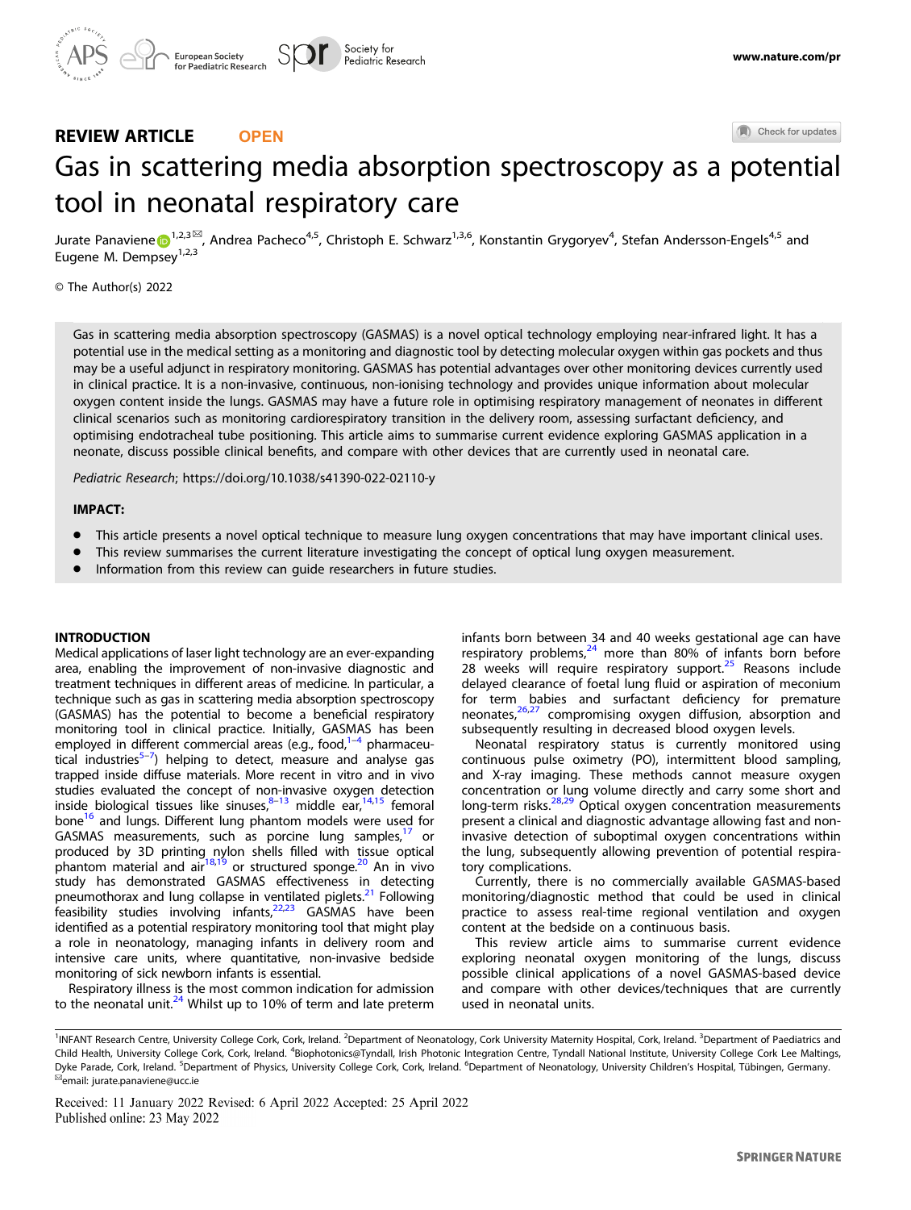REVIEW ARTICLE OPEN

# Gas in scattering media absorption spectroscopy as a potential tool in neonatal respiratory care

Jurate Panaviene[1,2,3✉], Andrea Pacheco[4,5], Christoph E. Schwarz[1,3,6], Konstantin Grygoryev[4], Stefan Andersson-Engels[4,5] and Eugene M. Dempsey[1,2,3]

© The Author(s) 2022

Gas in scattering media absorption spectroscopy (GASMAS) is a novel optical technology employing near-infrared light. It has a potential use in the medical setting as a monitoring and diagnostic tool by detecting molecular oxygen within gas pockets and thus may be a useful adjunct in respiratory monitoring. GASMAS has potential advantages over other monitoring devices currently used in clinical practice. It is a non-invasive, continuous, non-ionising technology and provides unique information about molecular oxygen content inside the lungs. GASMAS may have a future role in optimising respiratory management of neonates in different clinical scenarios such as monitoring cardiorespiratory transition in the delivery room, assessing surfactant deficiency, and optimising endotracheal tube positioning. This article aims to summarise current evidence exploring GASMAS application in a neonate, discuss possible clinical benefits, and compare with other devices that are currently used in neonatal care.

*Pediatric Research*; https://doi.org/10.1038/s41390-022-02110-y

**IMPACT:**

- This article presents a novel optical technique to measure lung oxygen concentrations that may have important clinical uses.
- This review summarises the current literature investigating the concept of optical lung oxygen measurement.
- Information from this review can guide researchers in future studies.

## INTRODUCTION

Medical applications of laser light technology are an ever-expanding area, enabling the improvement of non-invasive diagnostic and treatment techniques in different areas of medicine. In particular, a technique such as gas in scattering media absorption spectroscopy (GASMAS) has the potential to become a beneficial respiratory monitoring tool in clinical practice. Initially, GASMAS has been employed in different commercial areas (e.g., food,[1–4] pharmaceutical industries[5–7]) helping to detect, measure and analyse gas trapped inside diffuse materials. More recent in vitro and in vivo studies evaluated the concept of non-invasive oxygen detection inside biological tissues like sinuses,[8–13] middle ear,[14,15] femoral bone[16] and lungs. Different lung phantom models were used for GASMAS measurements, such as porcine lung samples,[17] or produced by 3D printing nylon shells filled with tissue optical phantom material and air[18,19] or structured sponge.[20] An in vivo study has demonstrated GASMAS effectiveness in detecting pneumothorax and lung collapse in ventilated piglets.[21] Following feasibility studies involving infants,[22,23] GASMAS have been identified as a potential respiratory monitoring tool that might play a role in neonatology, managing infants in delivery room and intensive care units, where quantitative, non-invasive bedside monitoring of sick newborn infants is essential.

Respiratory illness is the most common indication for admission to the neonatal unit.[24] Whilst up to 10% of term and late preterm infants born between 34 and 40 weeks gestational age can have respiratory problems,[24] more than 80% of infants born before 28 weeks will require respiratory support.[25] Reasons include delayed clearance of foetal lung fluid or aspiration of meconium for term babies and surfactant deficiency for premature neonates,[26,27] compromising oxygen diffusion, absorption and subsequently resulting in decreased blood oxygen levels.

Neonatal respiratory status is currently monitored using continuous pulse oximetry (PO), intermittent blood sampling, and X-ray imaging. These methods cannot measure oxygen concentration or lung volume directly and carry some short and long-term risks.[28,29] Optical oxygen concentration measurements present a clinical and diagnostic advantage allowing fast and non-invasive detection of suboptimal oxygen concentrations within the lung, subsequently allowing prevention of potential respiratory complications.

Currently, there is no commercially available GASMAS-based monitoring/diagnostic method that could be used in clinical practice to assess real-time regional ventilation and oxygen content at the bedside on a continuous basis.

This review article aims to summarise current evidence exploring neonatal oxygen monitoring of the lungs, discuss possible clinical applications of a novel GASMAS-based device and compare with other devices/techniques that are currently used in neonatal units.

---

[1]INFANT Research Centre, University College Cork, Cork, Ireland. [2]Department of Neonatology, Cork University Maternity Hospital, Cork, Ireland. [3]Department of Paediatrics and Child Health, University College Cork, Cork, Ireland. [4]Biophotonics@Tyndall, Irish Photonic Integration Centre, Tyndall National Institute, University College Cork Lee Maltings, Dyke Parade, Cork, Ireland. [5]Department of Physics, University College Cork, Cork, Ireland. [6]Department of Neonatology, University Children's Hospital, Tübingen, Germany. ✉email: jurate.panaviene@ucc.ie

Received: 11 January 2022 Revised: 6 April 2022 Accepted: 25 April 2022
Published online: 23 May 2022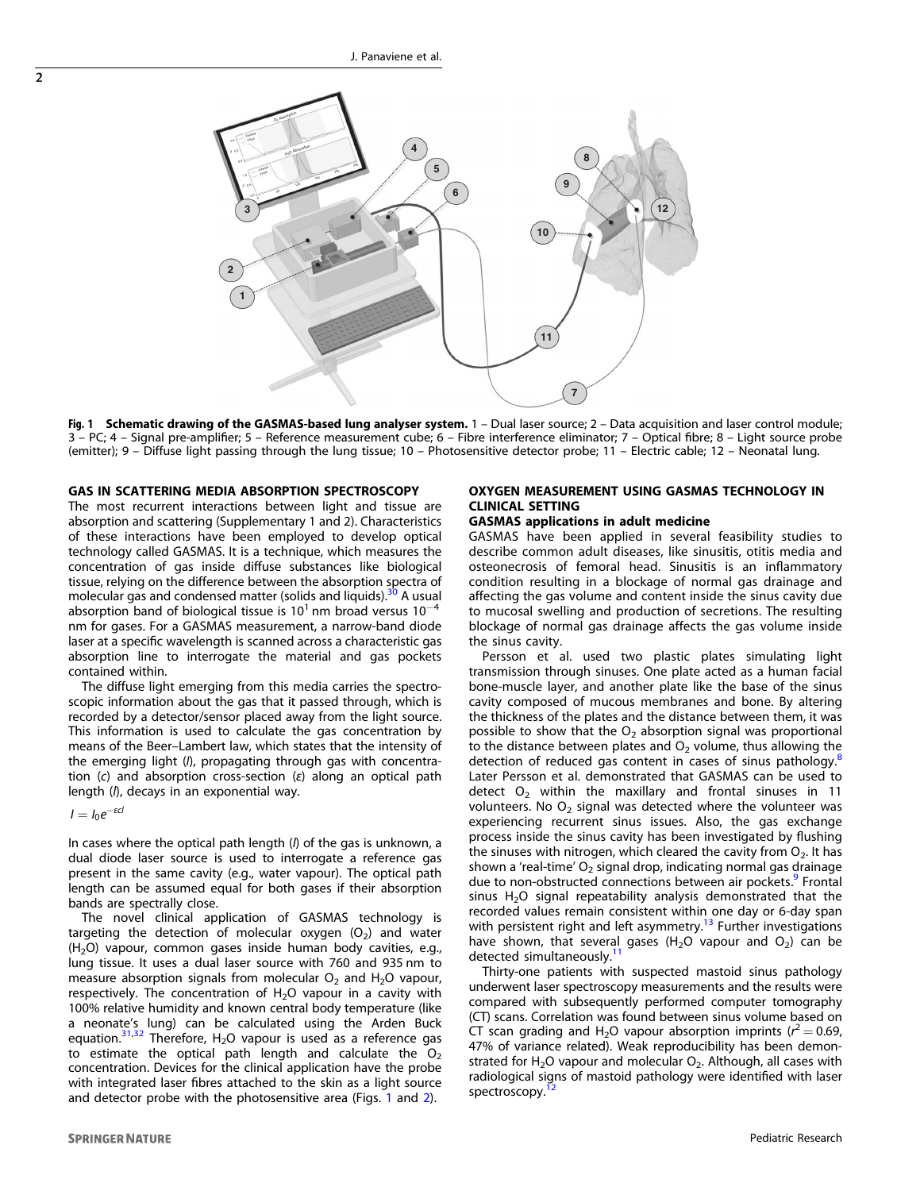**Fig. 1 Schematic drawing of the GASMAS-based lung analyser system.** 1 – Dual laser source; 2 – Data acquisition and laser control module; 3 – PC; 4 – Signal pre-amplifier; 5 – Reference measurement cube; 6 – Fibre interference eliminator; 7 – Optical fibre; 8 – Light source probe (emitter); 9 – Diffuse light passing through the lung tissue; 10 – Photosensitive detector probe; 11 – Electric cable; 12 – Neonatal lung.

## GAS IN SCATTERING MEDIA ABSORPTION SPECTROSCOPY

The most recurrent interactions between light and tissue are absorption and scattering (Supplementary 1 and 2). Characteristics of these interactions have been employed to develop optical technology called GASMAS. It is a technique, which measures the concentration of gas inside diffuse substances like biological tissue, relying on the difference between the absorption spectra of molecular gas and condensed matter (solids and liquids).[30] A usual absorption band of biological tissue is $10^1$ nm broad versus $10^{-4}$ nm for gases. For a GASMAS measurement, a narrow-band diode laser at a specific wavelength is scanned across a characteristic gas absorption line to interrogate the material and gas pockets contained within.

The diffuse light emerging from this media carries the spectroscopic information about the gas that it passed through, which is recorded by a detector/sensor placed away from the light source. This information is used to calculate the gas concentration by means of the Beer–Lambert law, which states that the intensity of the emerging light ($I$), propagating through gas with concentration ($c$) and absorption cross-section ($\varepsilon$) along an optical path length ($l$), decays in an exponential way.

$$I = I_0 e^{-\varepsilon c l}$$

In cases where the optical path length ($l$) of the gas is unknown, a dual diode laser source is used to interrogate a reference gas present in the same cavity (e.g., water vapour). The optical path length can be assumed equal for both gases if their absorption bands are spectrally close.

The novel clinical application of GASMAS technology is targeting the detection of molecular oxygen ($O_2$) and water ($H_2O$) vapour, common gases inside human body cavities, e.g., lung tissue. It uses a dual laser source with 760 and 935 nm to measure absorption signals from molecular $O_2$ and $H_2O$ vapour, respectively. The concentration of $H_2O$ vapour in a cavity with 100% relative humidity and known central body temperature (like a neonate's lung) can be calculated using the Arden Buck equation.[31,32] Therefore, $H_2O$ vapour is used as a reference gas to estimate the optical path length and calculate the $O_2$ concentration. Devices for the clinical application have the probe with integrated laser fibres attached to the skin as a light source and detector probe with the photosensitive area (Figs. 1 and 2).

## OXYGEN MEASUREMENT USING GASMAS TECHNOLOGY IN CLINICAL SETTING

### GASMAS applications in adult medicine

GASMAS have been applied in several feasibility studies to describe common adult diseases, like sinusitis, otitis media and osteonecrosis of femoral head. Sinusitis is an inflammatory condition resulting in a blockage of normal gas drainage and affecting the gas volume and content inside the sinus cavity due to mucosal swelling and production of secretions. The resulting blockage of normal gas drainage affects the gas volume inside the sinus cavity.

Persson et al. used two plastic plates simulating light transmission through sinuses. One plate acted as a human facial bone-muscle layer, and another plate like the base of the sinus cavity composed of mucous membranes and bone. By altering the thickness of the plates and the distance between them, it was possible to show that the $O_2$ absorption signal was proportional to the distance between plates and $O_2$ volume, thus allowing the detection of reduced gas content in cases of sinus pathology.[8] Later Persson et al. demonstrated that GASMAS can be used to detect $O_2$ within the maxillary and frontal sinuses in 11 volunteers. No $O_2$ signal was detected where the volunteer was experiencing recurrent sinus issues. Also, the gas exchange process inside the sinus cavity has been investigated by flushing the sinuses with nitrogen, which cleared the cavity from $O_2$. It has shown a 'real-time' $O_2$ signal drop, indicating normal gas drainage due to non-obstructed connections between air pockets.[9] Frontal sinus $H_2O$ signal repeatability analysis demonstrated that the recorded values remain consistent within one day or 6-day span with persistent right and left asymmetry.[13] Further investigations have shown, that several gases ($H_2O$ vapour and $O_2$) can be detected simultaneously.[11]

Thirty-one patients with suspected mastoid sinus pathology underwent laser spectroscopy measurements and the results were compared with subsequently performed computer tomography (CT) scans. Correlation was found between sinus volume based on CT scan grading and $H_2O$ vapour absorption imprints ($r^2 = 0.69$, 47% of variance related). Weak reproducibility has been demonstrated for $H_2O$ vapour and molecular $O_2$. Although, all cases with radiological signs of mastoid pathology were identified with laser spectroscopy.[12]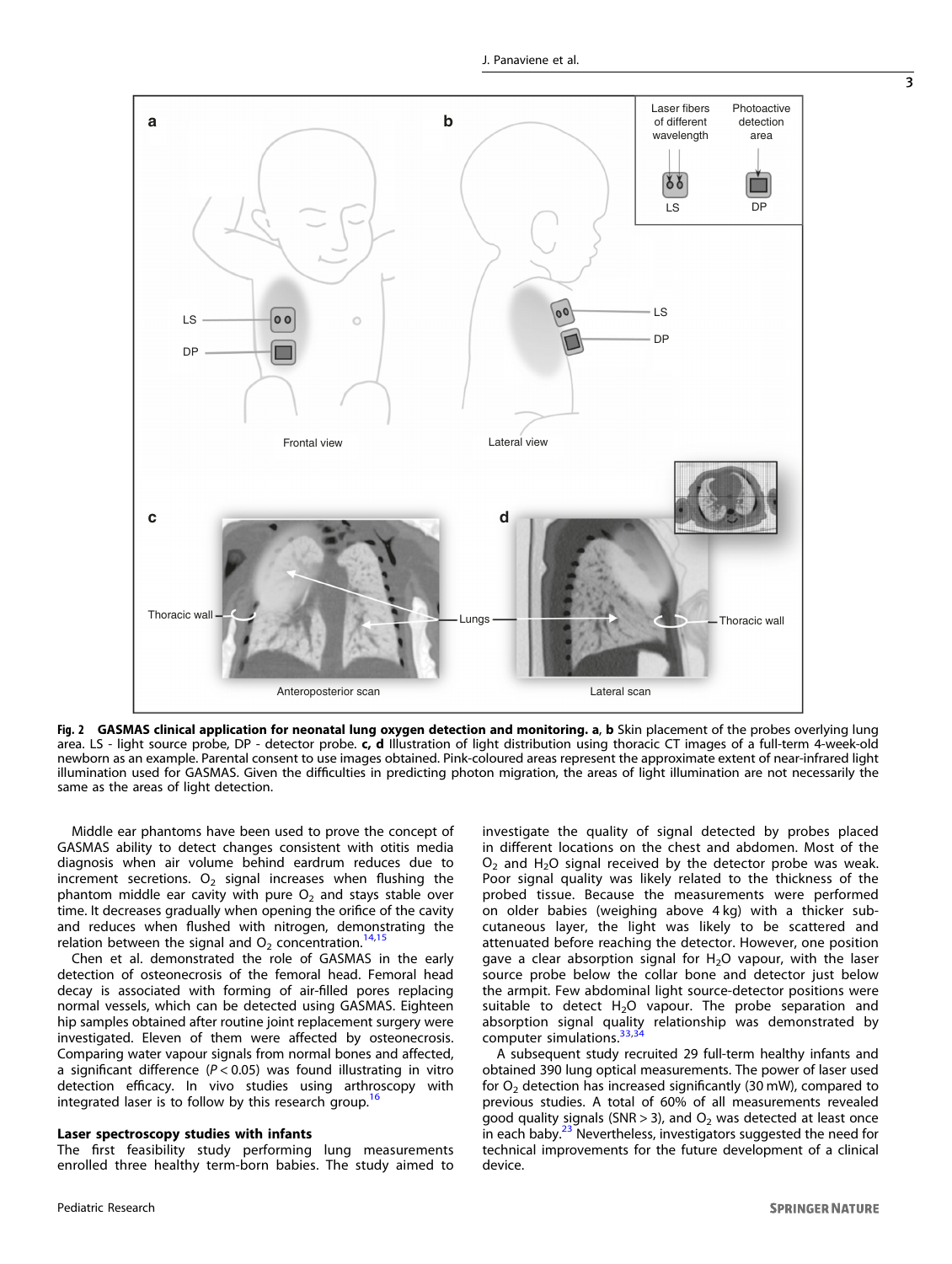**Fig. 2 GASMAS clinical application for neonatal lung oxygen detection and monitoring. a, b** Skin placement of the probes overlying lung area. LS - light source probe, DP - detector probe. **c, d** Illustration of light distribution using thoracic CT images of a full-term 4-week-old newborn as an example. Parental consent to use images obtained. Pink-coloured areas represent the approximate extent of near-infrared light illumination used for GASMAS. Given the difficulties in predicting photon migration, the areas of light illumination are not necessarily the same as the areas of light detection.

Middle ear phantoms have been used to prove the concept of GASMAS ability to detect changes consistent with otitis media diagnosis when air volume behind eardrum reduces due to increment secretions. $O_2$ signal increases when flushing the phantom middle ear cavity with pure $O_2$ and stays stable over time. It decreases gradually when opening the orifice of the cavity and reduces when flushed with nitrogen, demonstrating the relation between the signal and $O_2$ concentration.[14,15]

Chen et al. demonstrated the role of GASMAS in the early detection of osteonecrosis of the femoral head. Femoral head decay is associated with forming of air-filled pores replacing normal vessels, which can be detected using GASMAS. Eighteen hip samples obtained after routine joint replacement surgery were investigated. Eleven of them were affected by osteonecrosis. Comparing water vapour signals from normal bones and affected, a significant difference ($P < 0.05$) was found illustrating in vitro detection efficacy. In vivo studies using arthroscopy with integrated laser is to follow by this research group.[16]

### Laser spectroscopy studies with infants

The first feasibility study performing lung measurements enrolled three healthy term-born babies. The study aimed to investigate the quality of signal detected by probes placed in different locations on the chest and abdomen. Most of the $O_2$ and $H_2O$ signal received by the detector probe was weak. Poor signal quality was likely related to the thickness of the probed tissue. Because the measurements were performed on older babies (weighing above 4 kg) with a thicker subcutaneous layer, the light was likely to be scattered and attenuated before reaching the detector. However, one position gave a clear absorption signal for $H_2O$ vapour, with the laser source probe below the collar bone and detector just below the armpit. Few abdominal light source-detector positions were suitable to detect $H_2O$ vapour. The probe separation and absorption signal relationship was demonstrated by computer simulations.[33,34]

A subsequent study recruited 29 full-term healthy infants and obtained 390 lung optical measurements. The power of laser used for $O_2$ detection has increased significantly (30 mW), compared to previous studies. A total of 60% of all measurements revealed good quality signals (SNR > 3), and $O_2$ was detected at least once in each baby.[23] Nevertheless, investigators suggested the need for technical improvements for the future development of a clinical device.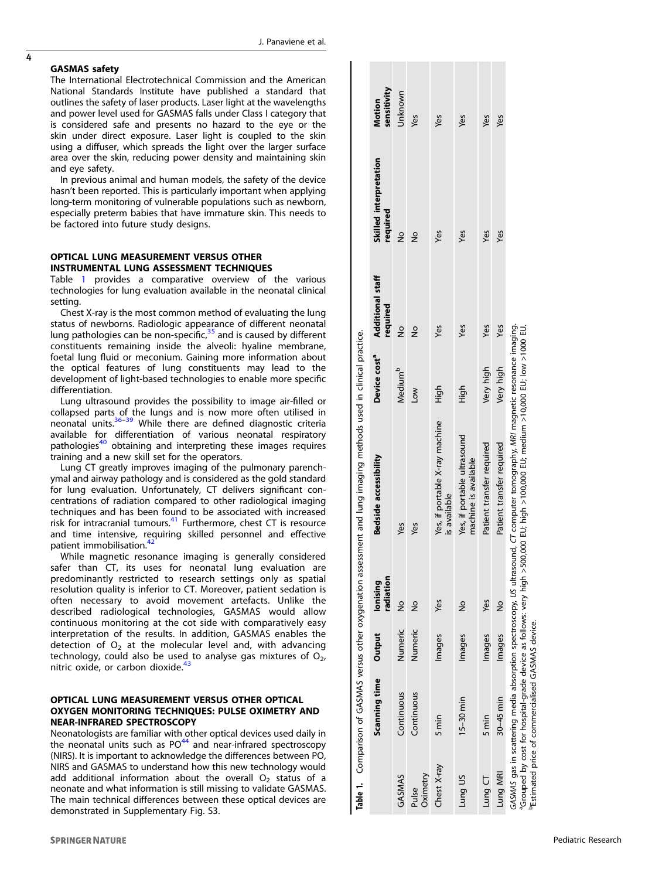### GASMAS safety

The International Electrotechnical Commission and the American National Standards Institute have published a standard that outlines the safety of laser products. Laser light at the wavelengths and power level used for GASMAS falls under Class I category that is considered safe and presents no hazard to the eye or the skin under direct exposure. Laser light is coupled to the skin using a diffuser, which spreads the light over the larger surface area over the skin, reducing power density and maintaining skin and eye safety.

In previous animal and human models, the safety of the device hasn't been reported. This is particularly important when applying long-term monitoring of vulnerable populations such as newborn, especially preterm babies that have immature skin. This needs to be factored into future study designs.

## OPTICAL LUNG MEASUREMENT VERSUS OTHER INSTRUMENTAL LUNG ASSESSMENT TECHNIQUES

Table 1 provides a comparative overview of the various technologies for lung evaluation available in the neonatal clinical setting.

Chest X-ray is the most common method of evaluating the lung status of newborns. Radiologic appearance of different neonatal lung pathologies can be non-specific,[35] and is caused by different constituents remaining inside the alveoli: hyaline membrane, foetal lung fluid or meconium. Gaining more information about the optical features of lung constituents may lead to the development of light-based technologies to enable more specific differentiation.

Lung ultrasound provides the possibility to image air-filled or collapsed parts of the lungs and is now more often utilised in neonatal units.[36–39] While there are defined diagnostic criteria available for differentiation of various neonatal respiratory pathologies[40] obtaining and interpreting these images requires training and a new skill set for the operators.

Lung CT greatly improves imaging of the pulmonary parenchymal and airway pathology and is considered as the gold standard for lung evaluation. Unfortunately, CT delivers significant concentrations of radiation compared to other radiological imaging techniques and has been found to be associated with increased risk for intracranial tumours.[41] Furthermore, chest CT is resource and time intensive, requiring skilled personnel and effective patient immobilisation.[42]

While magnetic resonance imaging is generally considered safer than CT, its uses for neonatal lung evaluation are predominantly restricted to research settings only as spatial resolution quality is inferior to CT. Moreover, patient sedation is often necessary to avoid movement artefacts. Unlike the described radiological technologies, GASMAS would allow continuous monitoring at the cot side with comparatively easy interpretation of the results. In addition, GASMAS enables the detection of $O_2$ at the molecular level and, with advancing technology, could also be used to analyse gas mixtures of $O_2$, nitric oxide, or carbon dioxide.[43]

## OPTICAL LUNG MEASUREMENT VERSUS OTHER OPTICAL OXYGEN MONITORING TECHNIQUES: PULSE OXIMETRY AND NEAR-INFRARED SPECTROSCOPY

Neonatologists are familiar with other optical devices used daily in the neonatal units such as PO[44] and near-infrared spectroscopy (NIRS). It is important to acknowledge the differences between PO, NIRS and GASMAS to understand how this new technology would add additional information about the overall $O_2$ status of a neonate and what information is still missing to validate GASMAS. The main technical differences between these optical devices are demonstrated in Supplementary Fig. S3.

**Table 1.** Comparison of GASMAS versus other oxygenation assessment and lung imaging methods used in clinical practice.

| | Scanning time | Output | Ionising radiation | Bedside accessibility | Device cost[a] | Additional staff required | Skilled interpretation required | Motion sensitivity |
|---|---|---|---|---|---|---|---|---|
| GASMAS | Continuous | Numeric | No | Yes | Medium[b] | No | No | Unknown |
| Pulse Oximetry | Continuous | Numeric | No | Yes | Low | No | No | Yes |
| Chest X-ray | 5 min | Images | Yes | Yes, if portable X-ray machine is available | High | Yes | Yes | Yes |
| Lung US | 15–30 min | Images | No | Yes, if portable ultrasound machine is available | High | Yes | Yes | Yes |
| Lung CT | 5 min | Images | Yes | Patient transfer required | Very high | Yes | Yes | Yes |
| Lung MRI | 30–45 min | Images | No | Patient transfer required | Very high | Yes | Yes | Yes |

*GASMAS* gas in scattering media absorption spectroscopy, *US* ultrasound, *CT* computer tomography, *MRI* magnetic resonance imaging.
[a]Grouped by cost for hospital-grade device as follows: very high >500,000 EU; high >100,000 EU; medium >10,000 EU; low >1000 EU.
[b]Estimated price of commercialised GASMAS device.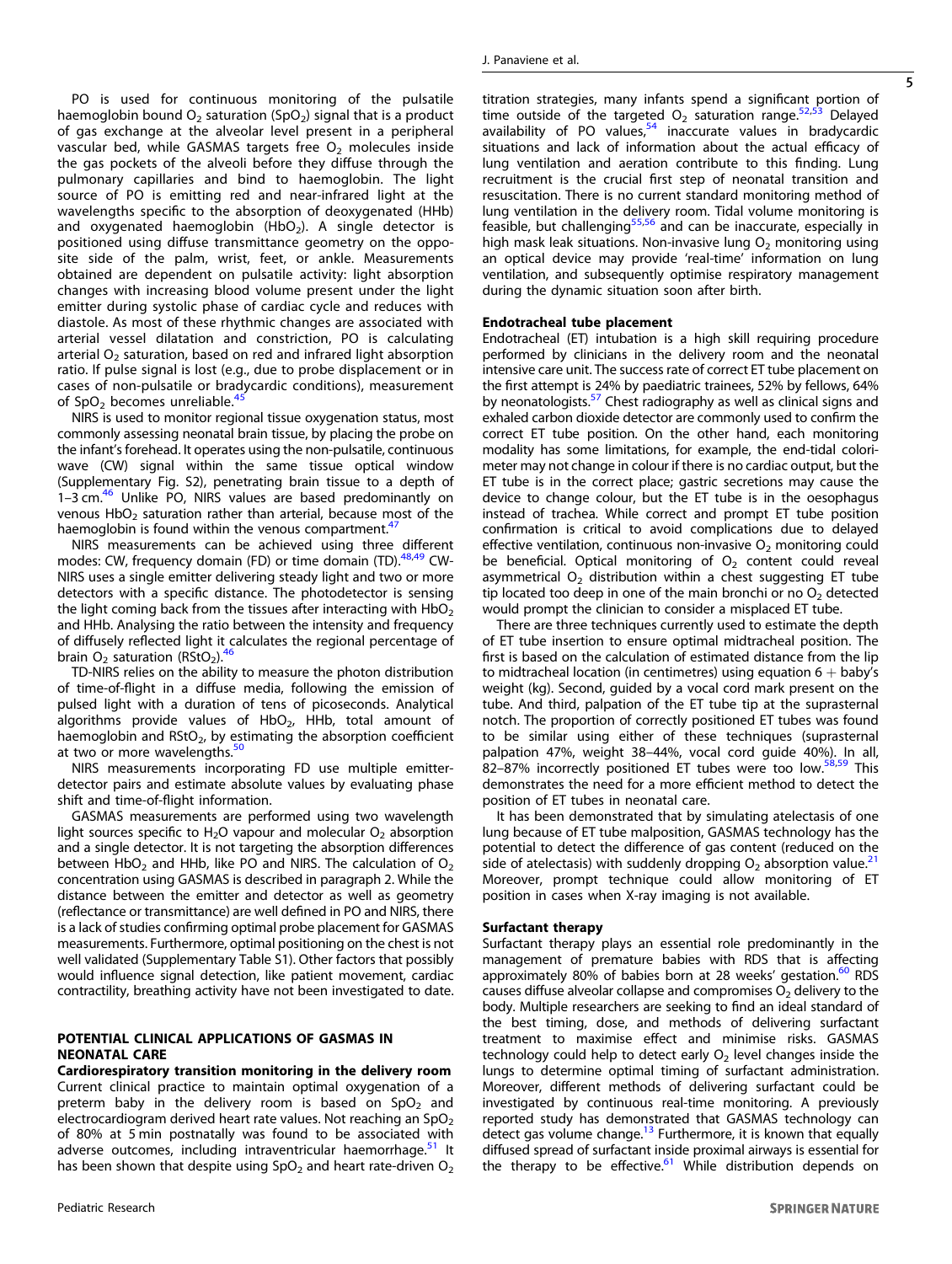PO is used for continuous monitoring of the pulsatile haemoglobin bound $O_2$ saturation ($SpO_2$) signal that is a product of gas exchange at the alveolar level present in a peripheral vascular bed, while GASMAS targets free $O_2$ molecules inside the gas pockets of the alveoli before they diffuse through the pulmonary capillaries and bind to haemoglobin. The light source of PO is emitting red and near-infrared light at the wavelengths specific to the absorption of deoxygenated (HHb) and oxygenated haemoglobin ($HbO_2$). A single detector is positioned using diffuse transmittance geometry on the opposite side of the palm, wrist, feet, or ankle. Measurements obtained are dependent on pulsatile activity: light absorption changes with increasing blood volume present under the light emitter during systolic phase of cardiac cycle and reduces with diastole. As most of these rhythmic changes are associated with arterial vessel dilatation and constriction, PO is calculating arterial $O_2$ saturation, based on red and infrared light absorption ratio. If pulse signal is lost (e.g., due to probe displacement or in cases of non-pulsatile or bradycardic conditions), measurement of $SpO_2$ becomes unreliable.[45]

NIRS is used to monitor regional tissue oxygenation status, most commonly assessing neonatal brain tissue, by placing the probe on the infant's forehead. It operates using the non-pulsatile, continuous wave (CW) signal within the same tissue optical window (Supplementary Fig. S2), penetrating brain tissue to a depth of 1–3 cm.[46] Unlike PO, NIRS values are based predominantly on venous $HbO_2$ saturation rather than arterial, because most of the haemoglobin is found within the venous compartment.[47]

NIRS measurements can be achieved using three different modes: CW, frequency domain (FD) or time domain (TD).[48,49] CW-NIRS uses a single emitter delivering steady light and two or more detectors with a specific distance. The photodetector is sensing the light coming back from the tissues after interacting with $HbO_2$ and HHb. Analysing the ratio between the intensity and frequency of diffusely reflected light it calculates the regional percentage of brain $O_2$ saturation ($RStO_2$).[46]

TD-NIRS relies on the ability to measure the photon distribution of time-of-flight in a diffuse media, following the emission of pulsed light with a duration of tens of picoseconds. Analytical algorithms provide values of $HbO_2$, HHb, total amount of haemoglobin and $RStO_2$, by estimating the absorption coefficient at two or more wavelengths.[50]

NIRS measurements incorporating FD use multiple emitter-detector pairs and estimate absolute values by evaluating phase shift and time-of-flight information.

GASMAS measurements are performed using two wavelength light sources specific to $H_2O$ vapour and molecular $O_2$ absorption and a single detector. It is not targeting the absorption differences between $HbO_2$ and HHb, like PO and NIRS. The calculation of $O_2$ concentration using GASMAS is described in paragraph 2. While the distance between the emitter and detector as well as geometry (reflectance or transmittance) are well defined in PO and NIRS, there is a lack of studies confirming optimal probe placement for GASMAS measurements. Furthermore, optimal positioning on the chest is not well validated (Supplementary Table S1). Other factors that possibly would influence signal detection, like patient movement, cardiac contractility, breathing activity have not been investigated to date.

## POTENTIAL CLINICAL APPLICATIONS OF GASMAS IN NEONATAL CARE

### Cardiorespiratory transition monitoring in the delivery room

Current clinical practice to maintain optimal oxygenation of a preterm baby in the delivery room is based on $SpO_2$ and electrocardiogram derived heart rate values. Not reaching an $SpO_2$ of 80% at 5 min postnatally was found to be associated with adverse outcomes, including intraventricular haemorrhage.[51] It has been shown that despite using $SpO_2$ and heart rate-driven $O_2$ titration strategies, many infants spend a significant portion of time outside of the targeted $O_2$ saturation range.[52,53] Delayed availability of PO values,[54] inaccurate values in bradycardic situations and lack of information about the actual efficacy of lung ventilation and aeration contribute to this finding. Lung recruitment is the crucial first step of neonatal transition and resuscitation. There is no current standard monitoring method of lung ventilation in the delivery room. Tidal volume monitoring is feasible, but challenging[55,56] and can be inaccurate, especially in high mask leak situations. Non-invasive lung $O_2$ monitoring using an optical device may provide 'real-time' information on lung ventilation, and subsequently optimise respiratory management during the dynamic situation soon after birth.

### Endotracheal tube placement

Endotracheal (ET) intubation is a high skill requiring procedure performed by clinicians in the delivery room and the neonatal intensive care unit. The success rate of correct ET tube placement on the first attempt is 24% by paediatric trainees, 52% by fellows, 64% by neonatologists.[57] Chest radiography as well as clinical signs and exhaled carbon dioxide detector are commonly used to confirm the correct ET tube position. On the other hand, each monitoring modality has some limitations, for example, the end-tidal colorimeter may not change in colour if there is no cardiac output, but the ET tube is in the correct place; gastric secretions may cause the device to change colour, but the ET tube is in the oesophagus instead of trachea. While correct and prompt ET tube position confirmation is critical to avoid complications due to delayed effective ventilation, continuous non-invasive $O_2$ monitoring could be beneficial. Optical monitoring of $O_2$ content could reveal asymmetrical $O_2$ distribution within a chest suggesting ET tube tip located too deep in one of the main bronchi or no $O_2$ detected would prompt the clinician to consider a misplaced ET tube.

There are three techniques currently used to estimate the depth of ET tube insertion to ensure optimal midtracheal position. The first is based on the calculation of estimated distance from the lip to midtracheal location (in centimetres) using equation 6 + baby's weight (kg). Second, guided by a vocal cord mark present on the tube. And third, palpation of the ET tube tip at the suprasternal notch. The proportion of correctly positioned ET tubes was found to be similar using either of these techniques (suprasternal palpation 47%, weight 38–44%, vocal cord guide 40%). In all, 82–87% incorrectly positioned ET tubes were too low.[58,59] This demonstrates the need for a more efficient method to detect the position of ET tubes in neonatal care.

It has been demonstrated that by simulating atelectasis of one lung because of ET tube malposition, GASMAS technology has the potential to detect the difference of gas content (reduced on the side of atelectasis) with suddenly dropping $O_2$ absorption value.[21] Moreover, prompt technique could allow monitoring of ET position in cases when X-ray imaging is not available.

### Surfactant therapy

Surfactant therapy plays an essential role predominantly in the management of premature babies with RDS that is affecting approximately 80% of babies born at 28 weeks' gestation.[60] RDS causes diffuse alveolar collapse and compromises $O_2$ delivery to the body. Multiple researchers are seeking to find an ideal standard of the best timing, dose, and methods of delivering surfactant treatment to maximise effect and minimise risks. GASMAS technology could help to detect early $O_2$ level changes inside the lungs to determine optimal timing of surfactant administration. Moreover, different methods of delivering surfactant could be investigated by continuous real-time monitoring. A previously reported study has demonstrated that GASMAS technology can detect gas volume change.[13] Furthermore, it is known that equally diffused spread of surfactant inside proximal airways is essential for the therapy to be effective.[61] While distribution depends on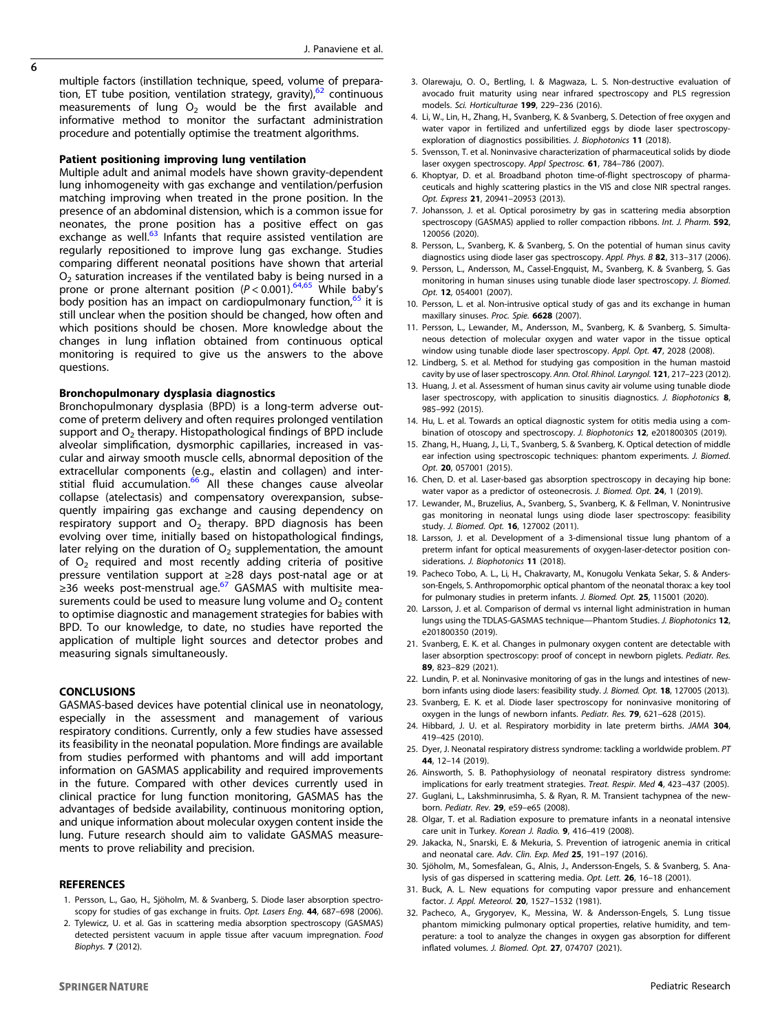multiple factors (instillation technique, speed, volume of preparation, ET tube position, ventilation strategy, gravity),[62] continuous measurements of lung $O_2$ would be the first available and informative method to monitor the surfactant administration procedure and potentially optimise the treatment algorithms.

**Patient positioning improving lung ventilation**

Multiple adult and animal models have shown gravity-dependent lung inhomogeneity with gas exchange and ventilation/perfusion matching improving when treated in the prone position. In the presence of an abdominal distension, which is a common issue for neonates, the prone position has a positive effect on gas exchange as well.[63] Infants that require assisted ventilation are regularly repositioned to improve lung gas exchange. Studies comparing different neonatal positions have shown that arterial $O_2$ saturation increases if the ventilated baby is being nursed in a prone or prone alternant position ($P < 0.001$).[64,65] While baby's body position has an impact on cardiopulmonary function,[65] it is still unclear when the position should be changed, how often and which positions should be chosen. More knowledge about the changes in lung inflation obtained from continuous optical monitoring is required to give us the answers to the above questions.

**Bronchopulmonary dysplasia diagnostics**

Bronchopulmonary dysplasia (BPD) is a long-term adverse outcome of preterm delivery and often requires prolonged ventilation support and $O_2$ therapy. Histopathological findings of BPD include alveolar simplification, dysmorphic capillaries, increased in vascular and airway smooth muscle cells, abnormal deposition of the extracellular components (e.g., elastin and collagen) and interstitial fluid accumulation.[66] All these changes cause alveolar collapse (atelectasis) and compensatory overexpansion, subsequently impairing gas exchange and causing dependency on respiratory support and $O_2$ therapy. BPD diagnosis has been evolving over time, initially based on histopathological findings, later relying on the duration of $O_2$ supplementation, the amount of $O_2$ required and most recently adding criteria of positive pressure ventilation support at ≥28 days post-natal age or at ≥36 weeks post-menstrual age.[67] GASMAS with multisite measurements could be used to measure lung volume and $O_2$ content to optimise diagnostic and management strategies for babies with BPD. To our knowledge, to date, no studies have reported the application of multiple light sources and detector probes and measuring signals simultaneously.

## CONCLUSIONS

GASMAS-based devices have potential clinical use in neonatology, especially in the assessment and management of various respiratory conditions. Currently, only a few studies have assessed its feasibility in the neonatal population. More findings are available from studies performed with phantoms and will add important information on GASMAS applicability and required improvements in the future. Compared with other devices currently used in clinical practice for lung function monitoring, GASMAS has the advantages of bedside availability, continuous monitoring option, and unique information about molecular oxygen content inside the lung. Future research should aim to validate GASMAS measurements to prove reliability and precision.

## REFERENCES

1. Persson, L., Gao, H., Sjöholm, M. & Svanberg, S. Diode laser absorption spectroscopy for studies of gas exchange in fruits. *Opt. Lasers Eng.* **44**, 687–698 (2006).
2. Tylewicz, U. et al. Gas in scattering media absorption spectroscopy (GASMAS) detected persistent vacuum in apple tissue after vacuum impregnation. *Food Biophys.* **7** (2012).
3. Olarewaju, O. O., Bertling, I. & Magwaza, L. S. Non-destructive evaluation of avocado fruit maturity using near infrared spectroscopy and PLS regression models. *Sci. Horticulturae* **199**, 229–236 (2016).
4. Li, W., Lin, H., Zhang, H., Svanberg, K. & Svanberg, S. Detection of free oxygen and water vapor in fertilized and unfertilized eggs by diode laser spectroscopy-exploration of diagnostics possibilities. *J. Biophotonics* **11** (2018).
5. Svensson, T. et al. Noninvasive characterization of pharmaceutical solids by diode laser oxygen spectroscopy. *Appl Spectrosc.* **61**, 784–786 (2007).
6. Khoptyar, D. et al. Broadband photon time-of-flight spectroscopy of pharmaceuticals and highly scattering plastics in the VIS and close NIR spectral ranges. *Opt. Express* **21**, 20941–20953 (2013).
7. Johansson, J. et al. Optical porosimetry by gas in scattering media absorption spectroscopy (GASMAS) applied to roller compaction ribbons. *Int. J. Pharm.* **592**, 120056 (2020).
8. Persson, L., Svanberg, K. & Svanberg, S. On the potential of human sinus cavity diagnostics using diode laser gas spectroscopy. *Appl. Phys. B* **82**, 313–317 (2006).
9. Persson, L., Andersson, M., Cassel-Engquist, M., Svanberg, K. & Svanberg, S. Gas monitoring in human sinuses using tunable diode laser spectroscopy. *J. Biomed. Opt.* **12**, 054001 (2007).
10. Persson, L. et al. Non-intrusive optical study of gas and its exchange in human maxillary sinuses. *Proc. Spie.* **6628** (2007).
11. Persson, L., Lewander, M., Andersson, M., Svanberg, K. & Svanberg, S. Simultaneous detection of molecular oxygen and water vapor in the tissue optical window using tunable diode laser spectroscopy. *Appl. Opt.* **47**, 2028 (2008).
12. Lindberg, S. et al. Method for studying gas composition in the human mastoid cavity by use of laser spectroscopy. *Ann. Otol. Rhinol. Laryngol.* **121**, 217–223 (2012).
13. Huang, J. et al. Assessment of human sinus cavity air volume using tunable diode laser spectroscopy, with application to sinusitis diagnostics. *J. Biophotonics* **8**, 985–992 (2015).
14. Hu, L. et al. Towards an optical diagnostic system for otitis media using a combination of otoscopy and spectroscopy. *J. Biophotonics* **12**, e201800305 (2019).
15. Zhang, H., Huang, J., Li, T., Svanberg, S. & Svanberg, K. Optical detection of middle ear infection using spectroscopic techniques: phantom experiments. *J. Biomed. Opt.* **20**, 057001 (2015).
16. Chen, D. et al. Laser-based gas absorption spectroscopy in decaying hip bone: water vapor as a predictor of osteonecrosis. *J. Biomed. Opt.* **24**, 1 (2019).
17. Lewander, M., Bruzelius, A., Svanberg, S., Svanberg, K. & Fellman, V. Nonintrusive gas monitoring in neonatal lungs using diode laser spectroscopy: feasibility study. *J. Biomed. Opt.* **16**, 127002 (2011).
18. Larsson, J. et al. Development of a 3-dimensional tissue lung phantom of a preterm infant for optical measurements of oxygen-laser-detector position considerations. *J. Biophotonics* **11** (2018).
19. Pacheco Tobo, A. L., Li, H., Chakravarty, M., Konugolu Venkata Sekar, S. & Andersson-Engels, S. Anthropomorphic optical phantom of the neonatal thorax: a key tool for pulmonary studies in preterm infants. *J. Biomed. Opt.* **25**, 115001 (2020).
20. Larsson, J. et al. Comparison of dermal vs internal light administration in human lungs using the TDLAS-GASMAS technique—Phantom Studies. *J. Biophotonics* **12**, e201800350 (2019).
21. Svanberg, E. K. et al. Changes in pulmonary oxygen content are detectable with laser absorption spectroscopy: proof of concept in newborn piglets. *Pediatr. Res.* **89**, 823–829 (2021).
22. Lundin, P. et al. Noninvasive monitoring of gas in the lungs and intestines of newborn infants using diode lasers: feasibility study. *J. Biomed. Opt.* **18**, 127005 (2013).
23. Svanberg, E. K. et al. Diode laser spectroscopy for noninvasive monitoring of oxygen in the lungs of newborn infants. *Pediatr. Res.* **79**, 621–628 (2015).
24. Hibbard, J. U. et al. Respiratory morbidity in late preterm births. *JAMA* **304**, 419–425 (2010).
25. Dyer, J. Neonatal respiratory distress syndrome: tackling a worldwide problem. *PT* **44**, 12–14 (2019).
26. Ainsworth, S. B. Pathophysiology of neonatal respiratory distress syndrome: implications for early treatment strategies. *Treat. Respir. Med* **4**, 423–437 (2005).
27. Guglani, L., Lakshminrusimha, S. & Ryan, R. M. Transient tachypnea of the newborn. *Pediatr. Rev.* **29**, e59–e65 (2008).
28. Olgar, T. et al. Radiation exposure to premature infants in a neonatal intensive care unit in Turkey. *Korean J. Radio.* **9**, 416–419 (2008).
29. Jakacka, N., Snarski, E. & Mekuria, S. Prevention of iatrogenic anemia in critical and neonatal care. *Adv. Clin. Exp. Med* **25**, 191–197 (2016).
30. Sjöholm, M., Somesfalean, G., Alnis, J., Andersson-Engels, S. & Svanberg, S. Analysis of gas dispersed in scattering media. *Opt. Lett.* **26**, 16–18 (2001).
31. Buck, A. L. New equations for computing vapor pressure and enhancement factor. *J. Appl. Meteorol.* **20**, 1527–1532 (1981).
32. Pacheco, A., Grygoryev, K., Messina, W. & Andersson-Engels, S. Lung tissue phantom mimicking pulmonary optical properties, relative humidity, and temperature: a tool to analyze the changes in oxygen gas absorption for different inflated volumes. *J. Biomed. Opt.* **27**, 074707 (2021).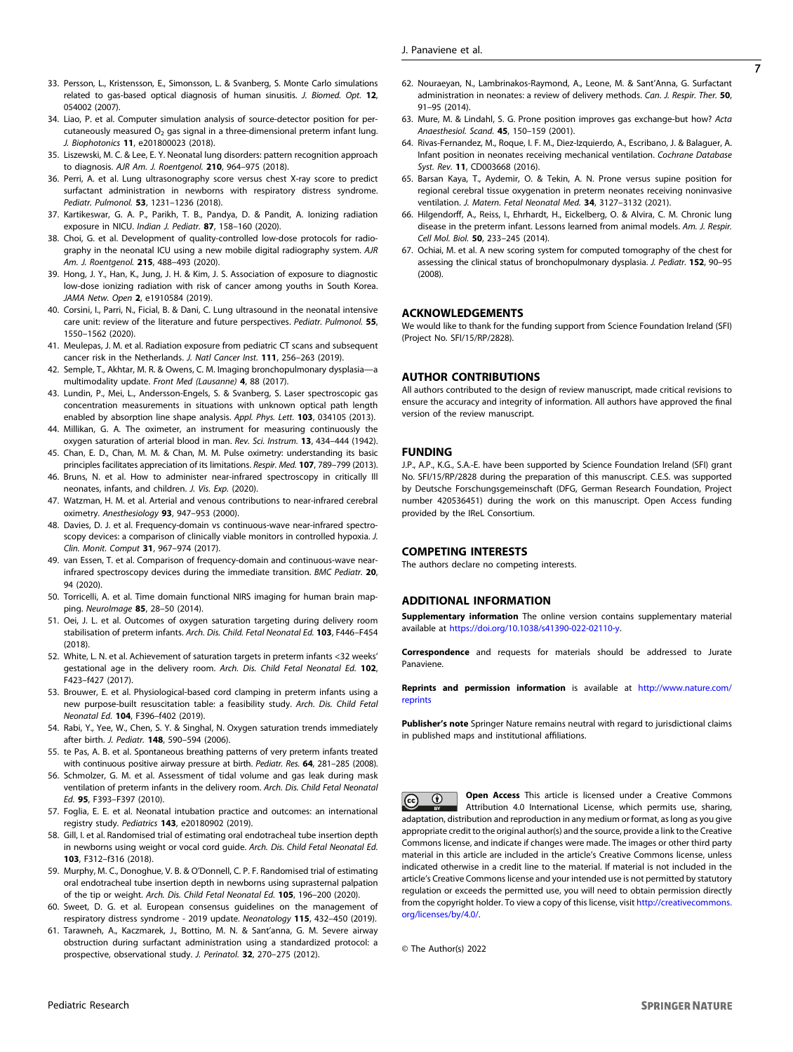33. Persson, L., Kristensson, E., Simonsson, L. & Svanberg, S. Monte Carlo simulations related to gas-based optical diagnosis of human sinusitis. *J. Biomed. Opt.* **12**, 054002 (2007).
34. Liao, P. et al. Computer simulation analysis of source-detector position for percutaneously measured $O_2$ gas signal in a three-dimensional preterm infant lung. *J. Biophotonics* **11**, e201800023 (2018).
35. Liszewski, M. C. & Lee, E. Y. Neonatal lung disorders: pattern recognition approach to diagnosis. *AJR Am. J. Roentgenol.* **210**, 964–975 (2018).
36. Perri, A. et al. Lung ultrasonography score versus chest X-ray score to predict surfactant administration in newborns with respiratory distress syndrome. *Pediatr. Pulmonol.* **53**, 1231–1236 (2018).
37. Kartikeswar, G. A. P., Parikh, T. B., Pandya, D. & Pandit, A. Ionizing radiation exposure in NICU. *Indian J. Pediatr.* **87**, 158–160 (2020).
38. Choi, G. et al. Development of quality-controlled low-dose protocols for radiography in the neonatal ICU using a new mobile digital radiography system. *AJR Am. J. Roentgenol.* **215**, 488–493 (2020).
39. Hong, J. Y., Han, K., Jung, J. H. & Kim, J. S. Association of exposure to diagnostic low-dose ionizing radiation with risk of cancer among youths in South Korea. *JAMA Netw. Open* **2**, e1910584 (2019).
40. Corsini, I., Parri, N., Ficial, B. & Dani, C. Lung ultrasound in the neonatal intensive care unit: review of the literature and future perspectives. *Pediatr. Pulmonol.* **55**, 1550–1562 (2020).
41. Meulepas, J. M. et al. Radiation exposure from pediatric CT scans and subsequent cancer risk in the Netherlands. *J. Natl Cancer Inst.* **111**, 256–263 (2019).
42. Semple, T., Akhtar, M. R. & Owens, C. M. Imaging bronchopulmonary dysplasia—a multimodality update. *Front Med (Lausanne)* **4**, 88 (2017).
43. Lundin, P., Mei, L., Andersson-Engels, S. & Svanberg, S. Laser spectroscopic gas concentration measurements in situations with unknown optical path length enabled by absorption line shape analysis. *Appl. Phys. Lett.* **103**, 034105 (2013).
44. Millikan, G. A. The oximeter, an instrument for measuring continuously the oxygen saturation of arterial blood in man. *Rev. Sci. Instrum.* **13**, 434–444 (1942).
45. Chan, E. D., Chan, M. M. & Chan, M. M. Pulse oximetry: understanding its basic principles facilitates appreciation of its limitations. *Respir. Med.* **107**, 789–799 (2013).
46. Bruns, N. et al. How to administer near-infrared spectroscopy in critically Ill neonates, infants, and children. *J. Vis. Exp.* (2020).
47. Watzman, H. M. et al. Arterial and venous contributions to near-infrared cerebral oximetry. *Anesthesiology* **93**, 947–953 (2000).
48. Davies, D. J. et al. Frequency-domain vs continuous-wave near-infrared spectroscopy devices: a comparison of clinically viable monitors in controlled hypoxia. *J. Clin. Monit. Comput* **31**, 967–974 (2017).
49. van Essen, T. et al. Comparison of frequency-domain and continuous-wave near-infrared spectroscopy devices during the immediate transition. *BMC Pediatr.* **20**, 94 (2020).
50. Torricelli, A. et al. Time domain functional NIRS imaging for human brain mapping. *NeuroImage* **85**, 28–50 (2014).
51. Oei, J. L. et al. Outcomes of oxygen saturation targeting during delivery room stabilisation of preterm infants. *Arch. Dis. Child. Fetal Neonatal Ed.* **103**, F446–F454 (2018).
52. White, L. N. et al. Achievement of saturation targets in preterm infants <32 weeks' gestational age in the delivery room. *Arch. Dis. Child Fetal Neonatal Ed.* **102**, F423–f427 (2017).
53. Brouwer, E. et al. Physiological-based cord clamping in preterm infants using a new purpose-built resuscitation table: a feasibility study. *Arch. Dis. Child Fetal Neonatal Ed.* **104**, F396–f402 (2019).
54. Rabi, Y., Yee, W., Chen, S. Y. & Singhal, N. Oxygen saturation trends immediately after birth. *J. Pediatr.* **148**, 590–594 (2006).
55. te Pas, A. B. et al. Spontaneous breathing patterns of very preterm infants treated with continuous positive airway pressure at birth. *Pediatr. Res.* **64**, 281–285 (2008).
56. Schmolzer, G. M. et al. Assessment of tidal volume and gas leak during mask ventilation of preterm infants in the delivery room. *Arch. Dis. Child Fetal Neonatal Ed.* **95**, F393–F397 (2010).
57. Foglia, E. E. et al. Neonatal intubation practice and outcomes: an international registry study. *Pediatrics* **143**, e20180902 (2019).
58. Gill, I. et al. Randomised trial of estimating oral endotracheal tube insertion depth in newborns using weight or vocal cord guide. *Arch. Dis. Child Fetal Neonatal Ed.* **103**, F312–f316 (2018).
59. Murphy, M. C., Donoghue, V. B. & O'Donnell, C. P. F. Randomised trial of estimating oral endotracheal tube insertion depth in newborns using suprasternal palpation of the tip or weight. *Arch. Dis. Child Fetal Neonatal Ed.* **105**, 196–200 (2020).
60. Sweet, D. G. et al. European consensus guidelines on the management of respiratory distress syndrome - 2019 update. *Neonatology* **115**, 432–450 (2019).
61. Tarawneh, A., Kaczmarek, J., Bottino, M. N. & Sant'anna, G. M. Severe airway obstruction during surfactant administration using a standardized protocol: a prospective, observational study. *J. Perinatol.* **32**, 270–275 (2012).
62. Nouraeyan, N., Lambrinakos-Raymond, A., Leone, M. & Sant'Anna, G. Surfactant administration in neonates: a review of delivery methods. *Can. J. Respir. Ther.* **50**, 91–95 (2014).
63. Mure, M. & Lindahl, S. G. Prone position improves gas exchange-but how? *Acta Anaesthesiol. Scand.* **45**, 150–159 (2001).
64. Rivas-Fernandez, M., Roque, I. F. M., Diez-Izquierdo, A., Escribano, J. & Balaguer, A. Infant position in neonates receiving mechanical ventilation. *Cochrane Database Syst. Rev.* **11**, CD003668 (2016).
65. Barsan Kaya, T., Aydemir, O. & Tekin, A. N. Prone versus supine position for regional cerebral tissue oxygenation in preterm neonates receiving noninvasive ventilation. *J. Matern. Fetal Neonatal Med.* **34**, 3127–3132 (2021).
66. Hilgendorff, A., Reiss, I., Ehrhardt, H., Eickelberg, O. & Alvira, C. M. Chronic lung disease in the preterm infant. Lessons learned from animal models. *Am. J. Respir. Cell Mol. Biol.* **50**, 233–245 (2014).
67. Ochiai, M. et al. A new scoring system for computed tomography of the chest for assessing the clinical status of bronchopulmonary dysplasia. *J. Pediatr.* **152**, 90–95 (2008).

## ACKNOWLEDGEMENTS

We would like to thank for the funding support from Science Foundation Ireland (SFI) (Project No. SFI/15/RP/2828).

## AUTHOR CONTRIBUTIONS

All authors contributed to the design of review manuscript, made critical revisions to ensure the accuracy and integrity of information. All authors have approved the final version of the review manuscript.

## FUNDING

J.P., A.P., K.G., S.A-E. have been supported by Science Foundation Ireland (SFI) grant No. SFI/15/RP/2828 during the preparation of this manuscript. C.E.S. was supported by Deutsche Forschungsgemeinschaft (DFG, German Research Foundation, Project number 420536451) during the work on this manuscript. Open Access funding provided by the IReL Consortium.

## COMPETING INTERESTS

The authors declare no competing interests.

## ADDITIONAL INFORMATION

**Supplementary information** The online version contains supplementary material available at https://doi.org/10.1038/s41390-022-02110-y.

**Correspondence** and requests for materials should be addressed to Jurate Panaviene.

**Reprints and permission information** is available at http://www.nature.com/reprints

**Publisher's note** Springer Nature remains neutral with regard to jurisdictional claims in published maps and institutional affiliations.

**Open Access** This article is licensed under a Creative Commons Attribution 4.0 International License, which permits use, sharing, adaptation, distribution and reproduction in any medium or format, as long as you give appropriate credit to the original author(s) and the source, provide a link to the Creative Commons license, and indicate if changes were made. The images or other third party material in this article are included in the article's Creative Commons license, unless indicated otherwise in a credit line to the material. If material is not included in the article's Creative Commons license and your intended use is not permitted by statutory regulation or exceeds the permitted use, you will need to obtain permission directly from the copyright holder. To view a copy of this license, visit http://creativecommons.org/licenses/by/4.0/.

© The Author(s) 2022